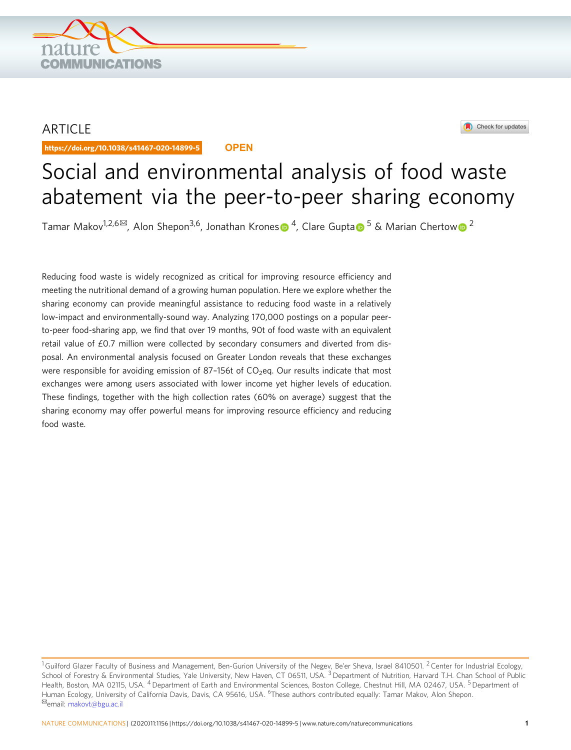ARTICLE

https://doi.org/10.1038/s41467-020-14899-5

OPEN

# Social and environmental analysis of food waste abatement via the peer-to-peer sharing economy

Tamar Makov[1,2,6✉], Alon Shepon[3,6], Jonathan Krones[4], Clare Gupta[5] & Marian Chertow[2]

Reducing food waste is widely recognized as critical for improving resource efficiency and meeting the nutritional demand of a growing human population. Here we explore whether the sharing economy can provide meaningful assistance to reducing food waste in a relatively low-impact and environmentally-sound way. Analyzing 170,000 postings on a popular peer-to-peer food-sharing app, we find that over 19 months, 90t of food waste with an equivalent retail value of £0.7 million were collected by secondary consumers and diverted from disposal. An environmental analysis focused on Greater London reveals that these exchanges were responsible for avoiding emission of 87–156t of $CO_2$eq. Our results indicate that most exchanges were among users associated with lower income yet higher levels of education. These findings, together with the high collection rates (60% on average) suggest that the sharing economy may offer powerful means for improving resource efficiency and reducing food waste.

[1]Guilford Glazer Faculty of Business and Management, Ben-Gurion University of the Negev, Be'er Sheva, Israel 8410501. [2]Center for Industrial Ecology, School of Forestry & Environmental Studies, Yale University, New Haven, CT 06511, USA. [3]Department of Nutrition, Harvard T.H. Chan School of Public Health, Boston, MA 02115, USA. [4]Department of Earth and Environmental Sciences, Boston College, Chestnut Hill, MA 02467, USA. [5]Department of Human Ecology, University of California Davis, Davis, CA 95616, USA. [6]These authors contributed equally: Tamar Makov, Alon Shepon. ✉email: makovt@bgu.ac.il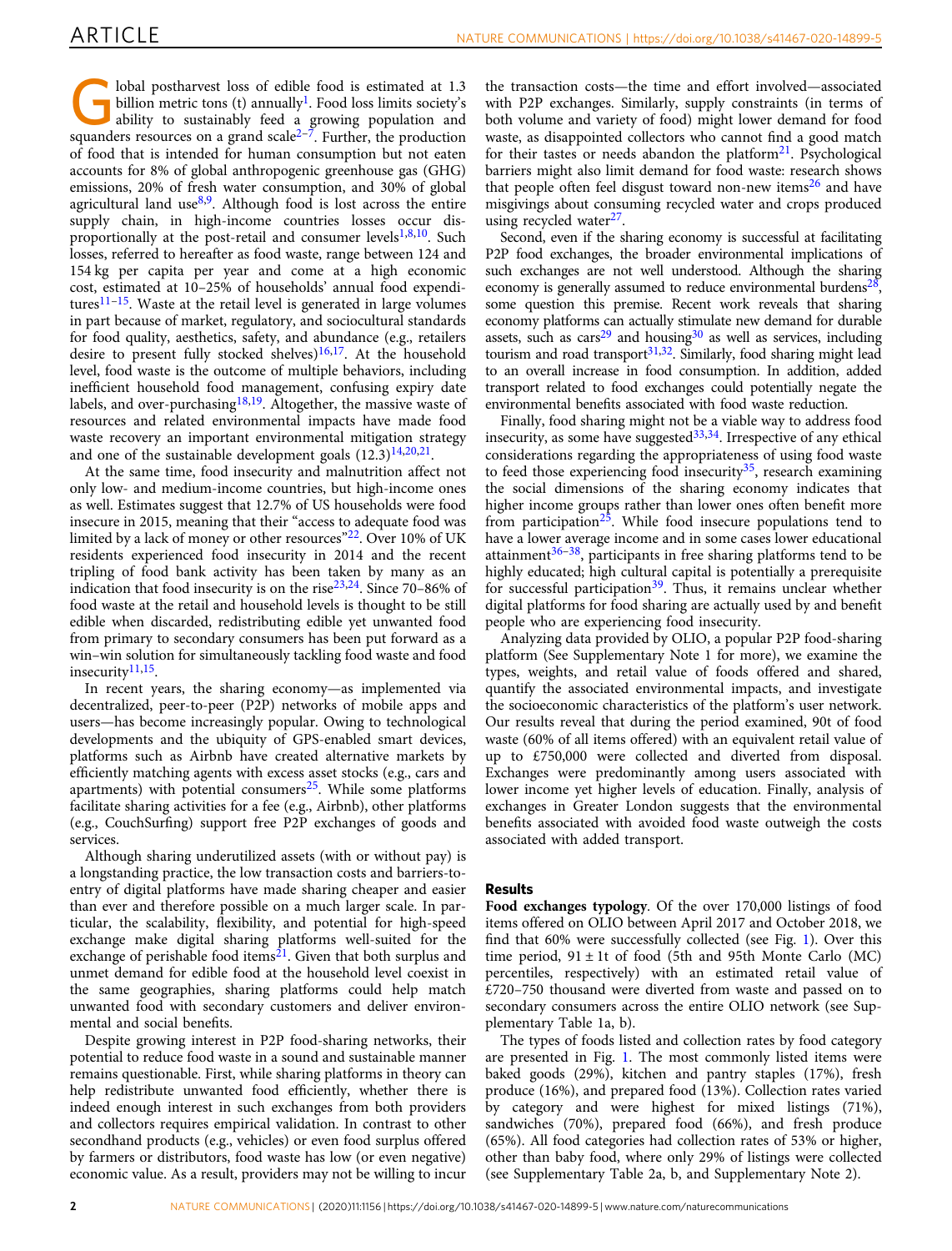Global postharvest loss of edible food is estimated at 1.3 billion metric tons (t) annually[1]. Food loss limits society's ability to sustainably feed a growing population and squanders resources on a grand scale[2–7]. Further, the production of food that is intended for human consumption but not eaten accounts for 8% of global anthropogenic greenhouse gas (GHG) emissions, 20% of fresh water consumption, and 30% of global agricultural land use[8,9]. Although food is lost across the entire supply chain, in high-income countries losses occur disproportionally at the post-retail and consumer levels[1,8,10]. Such losses, referred to hereafter as food waste, range between 124 and 154 kg per capita per year and come at a high economic cost, estimated at 10–25% of households' annual food expenditures[11–15]. Waste at the retail level is generated in large volumes in part because of market, regulatory, and sociocultural standards for food quality, aesthetics, safety, and abundance (e.g., retailers desire to present fully stocked shelves)[16,17]. At the household level, food waste is the outcome of multiple behaviors, including inefficient household food management, confusing expiry date labels, and over-purchasing[18,19]. Altogether, the massive waste of resources and related environmental impacts have made food waste recovery an important environmental mitigation strategy and one of the sustainable development goals (12.3)[14,20,21].

At the same time, food insecurity and malnutrition affect not only low- and medium-income countries, but high-income ones as well. Estimates suggest that 12.7% of US households were food insecure in 2015, meaning that their "access to adequate food was limited by a lack of money or other resources"[22]. Over 10% of UK residents experienced food insecurity in 2014 and the recent tripling of food bank activity has been taken by many as an indication that food insecurity is on the rise[23,24]. Since 70–86% of food waste at the retail and household levels is thought to be still edible when discarded, redistributing edible yet unwanted food from primary to secondary consumers has been put forward as a win–win solution for simultaneously tackling food waste and food insecurity[11,15].

In recent years, the sharing economy—as implemented via decentralized, peer-to-peer (P2P) networks of mobile apps and users—has become increasingly popular. Owing to technological developments and the ubiquity of GPS-enabled smart devices, platforms such as Airbnb have created alternative markets by efficiently matching agents with excess asset stocks (e.g., cars and apartments) with potential consumers[25]. While some platforms facilitate sharing activities for a fee (e.g., Airbnb), other platforms (e.g., CouchSurfing) support free P2P exchanges of goods and services.

Although sharing underutilized assets (with or without pay) is a longstanding practice, the low transaction costs and barriers-to-entry of digital platforms have made sharing cheaper and easier than ever and therefore possible on a much larger scale. In particular, the scalability, flexibility, and potential for high-speed exchange make digital sharing platforms well-suited for the exchange of perishable food items[21]. Given that both surplus and unmet demand for edible food at the household level coexist in the same geographies, sharing platforms could help match unwanted food with secondary customers and deliver environmental and social benefits.

Despite growing interest in P2P food-sharing networks, their potential to reduce food waste in a sound and sustainable manner remains questionable. First, while sharing platforms in theory can help redistribute unwanted food efficiently, whether there is indeed enough interest in such exchanges from both providers and collectors requires empirical validation. In contrast to other secondhand products (e.g., vehicles) or even food surplus offered by farmers or distributors, food waste has low (or even negative) economic value. As a result, providers may not be willing to incur the transaction costs—the time and effort involved—associated with P2P exchanges. Similarly, supply constraints (in terms of both volume and variety of food) might lower demand for food waste, as disappointed collectors who cannot find a good match for their tastes or needs abandon the platform[21]. Psychological barriers might also limit demand for food waste: research shows that people often feel disgust toward non-new items[26] and have misgivings about consuming recycled water and crops produced using recycled water[27].

Second, even if the sharing economy is successful at facilitating P2P food exchanges, the broader environmental implications of such exchanges are not well understood. Although the sharing economy is generally assumed to reduce environmental burdens[28], some question this premise. Recent work reveals that sharing economy platforms can actually stimulate new demand for durable assets, such as cars[29] and housing[30] as well as services, including tourism and road transport[31,32]. Similarly, food sharing might lead to an overall increase in food consumption. In addition, added transport related to food exchanges could potentially negate the environmental benefits associated with food waste reduction.

Finally, food sharing might not be a viable way to address food insecurity, as some have suggested[33,34]. Irrespective of any ethical considerations regarding the appropriateness of using food waste to feed those experiencing food insecurity[35], research examining the social dimensions of the sharing economy indicates that higher income groups rather than lower ones often benefit more from participation[25]. While food insecure populations tend to have a lower average income and in some cases lower educational attainment[36–38], participants in free sharing platforms tend to be highly educated; high cultural capital is potentially a prerequisite for successful participation[39]. Thus, it remains unclear whether digital platforms for food sharing are actually used by and benefit people who are experiencing food insecurity.

Analyzing data provided by OLIO, a popular P2P food-sharing platform (See Supplementary Note 1 for more), we examine the types, weights, and retail value of foods offered and shared, quantify the associated environmental impacts, and investigate the socioeconomic characteristics of the platform's user network. Our results reveal that during the period examined, 90t of food waste (60% of all items offered) with an equivalent retail value of up to £750,000 were collected and diverted from disposal. Exchanges were predominantly among users associated with lower income yet higher levels of education. Finally, analysis of exchanges in Greater London suggests that the environmental benefits associated with avoided food waste outweigh the costs associated with added transport.

## Results

**Food exchanges typology**. Of the over 170,000 listings of food items offered on OLIO between April 2017 and October 2018, we find that 60% were successfully collected (see Fig. 1). Over this time period, 91 ± 1t of food (5th and 95th Monte Carlo (MC) percentiles, respectively) with an estimated retail value of £720–750 thousand were diverted from waste and passed on to secondary consumers across the entire OLIO network (see Supplementary Table 1a, b).

The types of foods listed and collection rates by food category are presented in Fig. 1. The most commonly listed items were baked goods (29%), kitchen and pantry staples (17%), fresh produce (16%), and prepared food (13%). Collection rates varied by category and were highest for mixed listings (71%), sandwiches (70%), prepared food (66%), and fresh produce (65%). All food categories had collection rates of 53% or higher, other than baby food, where only 29% of listings were collected (see Supplementary Table 2a, b, and Supplementary Note 2).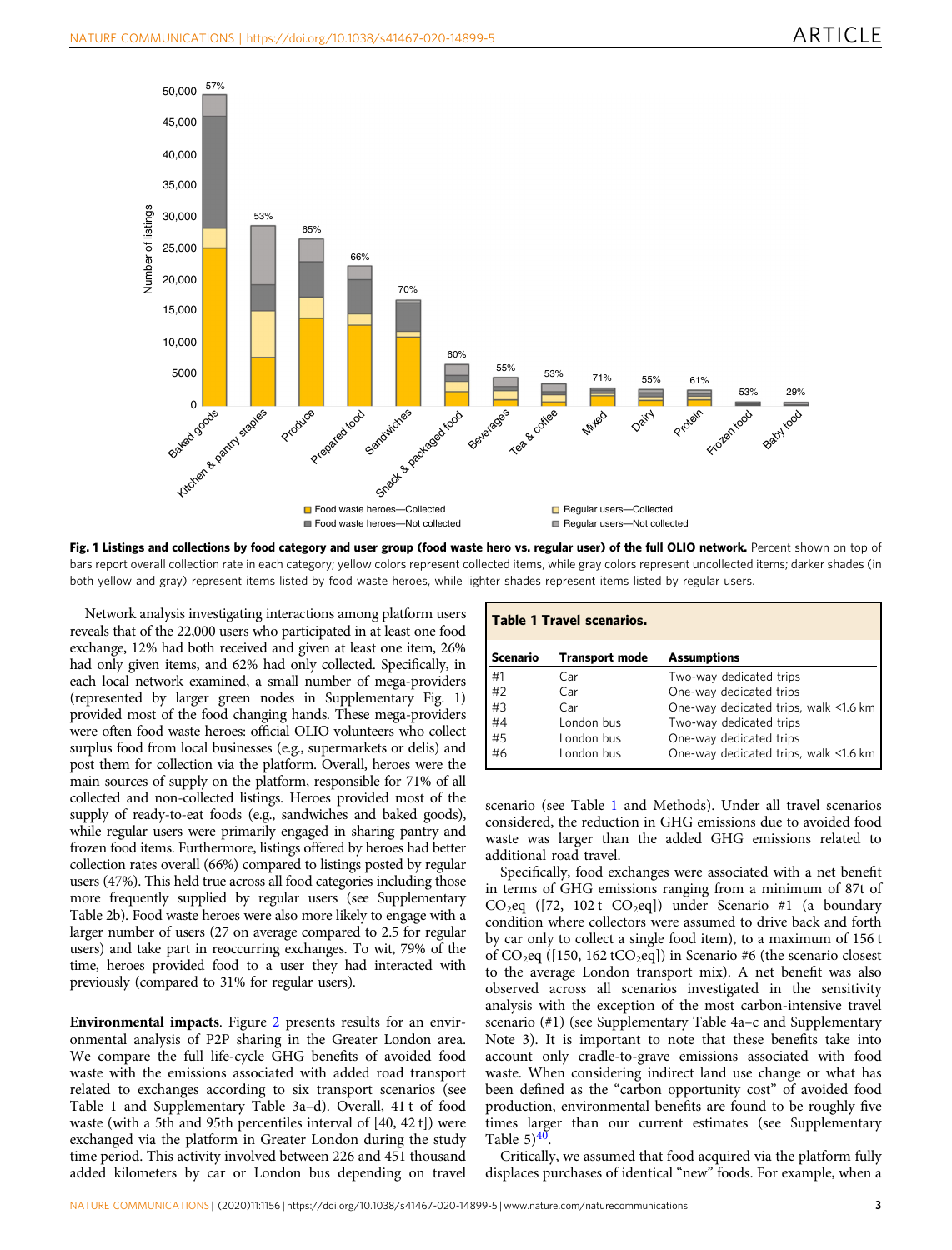Fig. 1 Listings and collections by food category and user group (food waste hero vs. regular user) of the full OLIO network. Percent shown on top of bars report overall collection rate in each category; yellow colors represent collected items, while gray colors represent uncollected items; darker shades (in both yellow and gray) represent items listed by food waste heroes, while lighter shades represent items listed by regular users.

Network analysis investigating interactions among platform users reveals that of the 22,000 users who participated in at least one food exchange, 12% had both received and given at least one item, 26% had only given items, and 62% had only collected. Specifically, in each local network examined, a small number of mega-providers (represented by larger green nodes in Supplementary Fig. 1) provided most of the food changing hands. These mega-providers were often food waste heroes: official OLIO volunteers who collect surplus food from local businesses (e.g., supermarkets or delis) and post them for collection via the platform. Overall, heroes were the main sources of supply on the platform, responsible for 71% of all collected and non-collected listings. Heroes provided most of the supply of ready-to-eat foods (e.g., sandwiches and baked goods), while regular users were primarily engaged in sharing pantry and frozen food items. Furthermore, listings offered by heroes had better collection rates overall (66%) compared to listings posted by regular users (47%). This held true across all food categories including those more frequently supplied by regular users (see Supplementary Table 2b). Food waste heroes were also more likely to engage with a larger number of users (27 on average compared to 2.5 for regular users) and take part in reoccurring exchanges. To wit, 79% of the time, heroes provided food to a user they had interacted with previously (compared to 31% for regular users).

**Environmental impacts**. Figure 2 presents results for an environmental analysis of P2P sharing in the Greater London area. We compare the full life-cycle GHG benefits of avoided food waste with the emissions associated with added road transport related to exchanges according to six transport scenarios (see Table 1 and Supplementary Table 3a–d). Overall, 41 t of food waste (with a 5th and 95th percentiles interval of [40, 42 t]) were exchanged via the platform in Greater London during the study time period. This activity involved between 226 and 451 thousand added kilometers by car or London bus depending on travel scenario (see Table 1 and Methods). Under all travel scenarios considered, the reduction in GHG emissions due to avoided food waste was larger than the added GHG emissions related to additional road travel.

**Table 1 Travel scenarios.**

| Scenario | Transport mode | Assumptions |
|---|---|---|
| #1 | Car | Two-way dedicated trips |
| #2 | Car | One-way dedicated trips |
| #3 | Car | One-way dedicated trips, walk <1.6 km |
| #4 | London bus | Two-way dedicated trips |
| #5 | London bus | One-way dedicated trips |
| #6 | London bus | One-way dedicated trips, walk <1.6 km |

Specifically, food exchanges were associated with a net benefit in terms of GHG emissions ranging from a minimum of 87t of $CO_2$eq ([72, 102 t $CO_2$eq]) under Scenario #1 (a boundary condition where collectors were assumed to drive back and forth by car only to collect a single food item), to a maximum of 156 t of $CO_2$eq ([150, 162 t$CO_2$eq]) in Scenario #6 (the scenario closest to the average London transport mix). A net benefit was also observed across all scenarios investigated in the sensitivity analysis with the exception of the most carbon-intensive travel scenario (#1) (see Supplementary Table 4a–c and Supplementary Note 3). It is important to note that these benefits take into account only cradle-to-grave emissions associated with food waste. When considering indirect land use change or what has been defined as the "carbon opportunity cost" of avoided food production, environmental benefits are found to be roughly five times larger than our current estimates (see Supplementary Table 5)[40].

Critically, we assumed that food acquired via the platform fully displaces purchases of identical "new" foods. For example, when a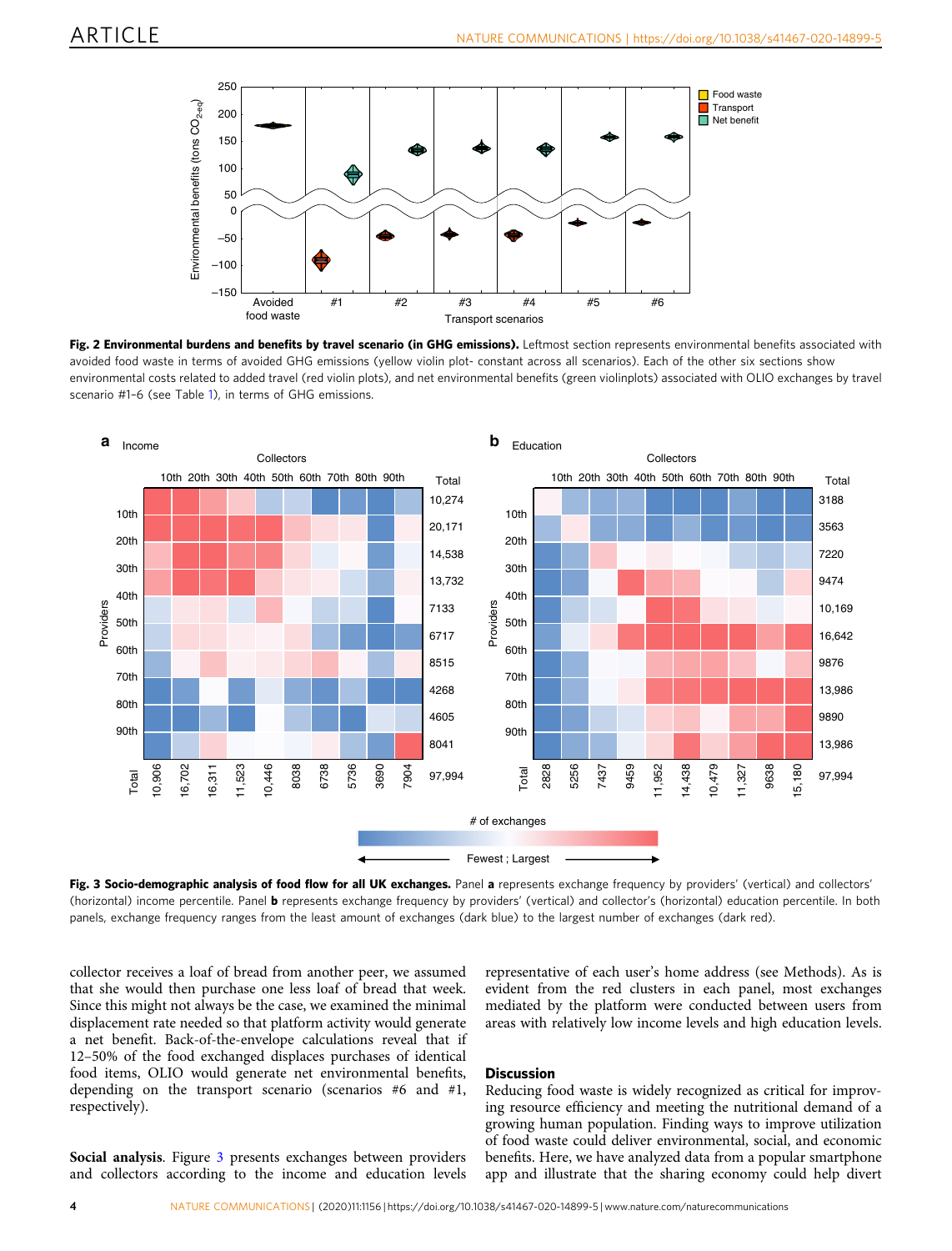**Fig. 2 Environmental burdens and benefits by travel scenario (in GHG emissions).** Leftmost section represents environmental benefits associated with avoided food waste in terms of avoided GHG emissions (yellow violin plot- constant across all scenarios). Each of the other six sections show environmental costs related to added travel (red violin plots), and net environmental benefits (green violinplots) associated with OLIO exchanges by travel scenario #1–6 (see Table 1), in terms of GHG emissions.

**Fig. 3 Socio-demographic analysis of food flow for all UK exchanges.** Panel **a** represents exchange frequency by providers' (vertical) and collectors' (horizontal) income percentile. Panel **b** represents exchange frequency by providers' (vertical) and collector's (horizontal) education percentile. In both panels, exchange frequency ranges from the least amount of exchanges (dark blue) to the largest number of exchanges (dark red).

collector receives a loaf of bread from another peer, we assumed that she would then purchase one less loaf of bread that week. Since this might not always be the case, we examined the minimal displacement rate needed so that platform activity would generate a net benefit. Back-of-the-envelope calculations reveal that if 12–50% of the food exchanged displaces purchases of identical food items, OLIO would generate net environmental benefits, depending on the transport scenario (scenarios #6 and #1, respectively).

**Social analysis**. Figure 3 presents exchanges between providers and collectors according to the income and education levels representative of each user's home address (see Methods). As is evident from the red clusters in each panel, most exchanges mediated by the platform were conducted between users from areas with relatively low income levels and high education levels.

## Discussion

Reducing food waste is widely recognized as critical for improving resource efficiency and meeting the nutritional demand of a growing human population. Finding ways to improve utilization of food waste could deliver environmental, social, and economic benefits. Here, we have analyzed data from a popular smartphone app and illustrate that the sharing economy could help divert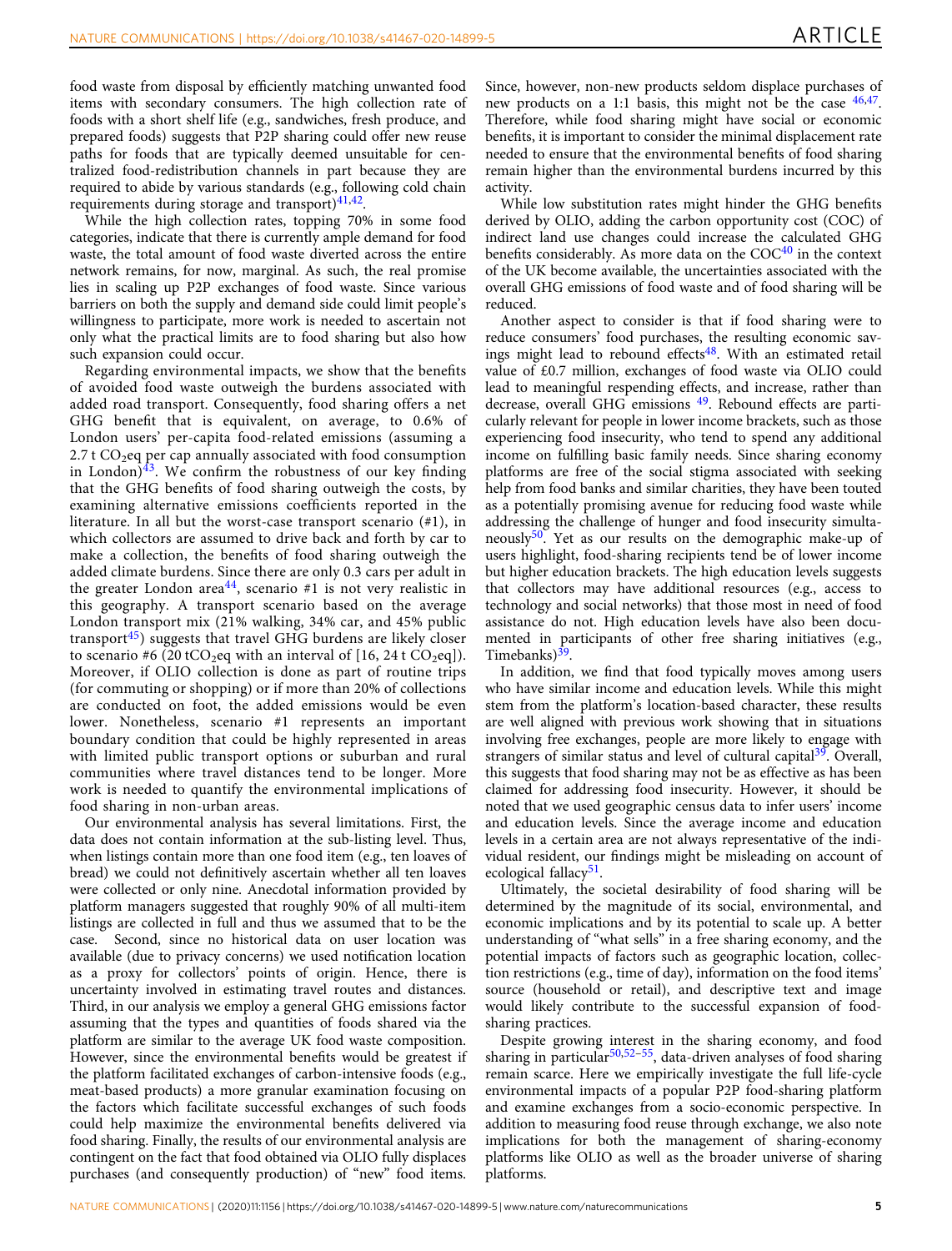food waste from disposal by efficiently matching unwanted food items with secondary consumers. The high collection rate of foods with a short shelf life (e.g., sandwiches, fresh produce, and prepared foods) suggests that P2P sharing could offer new reuse paths for foods that are typically deemed unsuitable for centralized food-redistribution channels in part because they are required to abide by various standards (e.g., following cold chain requirements during storage and transport)[41,42].

While the high collection rates, topping 70% in some food categories, indicate that there is currently ample demand for food waste, the total amount of food waste diverted across the entire network remains, for now, marginal. As such, the real promise lies in scaling up P2P exchanges of food waste. Since various barriers on both the supply and demand side could limit people's willingness to participate, more work is needed to ascertain not only what the practical limits are to food sharing but also how such expansion could occur.

Regarding environmental impacts, we show that the benefits of avoided food waste outweigh the burdens associated with added road transport. Consequently, food sharing offers a net GHG benefit that is equivalent, on average, to 0.6% of London users' per-capita food-related emissions (assuming a 2.7 t $CO_2$eq per cap annually associated with food consumption in London)[43]. We confirm the robustness of our key finding that the GHG benefits of food sharing outweigh the costs, by examining alternative emissions coefficients reported in the literature. In all but the worst-case transport scenario (#1), in which collectors are assumed to drive back and forth by car to make a collection, the benefits of food sharing outweigh the added climate burdens. Since there are only 0.3 cars per adult in the greater London area[44], scenario #1 is not very realistic in this geography. A transport scenario based on the average London transport mix (21% walking, 34% car, and 45% public transport[45]) suggests that travel GHG burdens are likely closer to scenario #6 (20 t$CO_2$eq with an interval of [16, 24 t $CO_2$eq]). Moreover, if OLIO collection is done as part of routine trips (for commuting or shopping) or if more than 20% of collections are conducted on foot, the added emissions would be even lower. Nonetheless, scenario #1 represents an important boundary condition that could be highly represented in areas with limited public transport options or suburban and rural communities where travel distances tend to be longer. More work is needed to quantify the environmental implications of food sharing in non-urban areas.

Our environmental analysis has several limitations. First, the data does not contain information at the sub-listing level. Thus, when listings contain more than one food item (e.g., ten loaves of bread) we could not definitively ascertain whether all ten loaves were collected or only nine. Anecdotal information provided by platform managers suggested that roughly 90% of all multi-item listings are collected in full and thus we assumed that to be the case. Second, since no historical data on user location was available (due to privacy concerns) we used notification location as a proxy for collectors' points of origin. Hence, there is uncertainty involved in estimating travel routes and distances. Third, in our analysis we employ a general GHG emissions factor assuming that the types and quantities of foods shared via the platform are similar to the average UK food waste composition. However, since the environmental benefits would be greatest if the platform facilitated exchanges of carbon-intensive foods (e.g., meat-based products) a more granular examination focusing on the factors which facilitate successful exchanges of such foods could help maximize the environmental benefits delivered via food sharing. Finally, the results of our environmental analysis are contingent on the fact that food obtained via OLIO fully displaces purchases (and consequently production) of "new" food items. Since, however, non-new products seldom displace purchases of new products on a 1:1 basis, this might not be the case [46,47]. Therefore, while food sharing might have social or economic benefits, it is important to consider the minimal displacement rate needed to ensure that the environmental benefits of food sharing remain higher than the environmental burdens incurred by this activity.

While low substitution rates might hinder the GHG benefits derived by OLIO, adding the carbon opportunity cost (COC) of indirect land use changes could increase the calculated GHG benefits considerably. As more data on the COC[40] in the context of the UK become available, the uncertainties associated with the overall GHG emissions of food waste and of food sharing will be reduced.

Another aspect to consider is that if food sharing were to reduce consumers' food purchases, the resulting economic savings might lead to rebound effects[48]. With an estimated retail value of £0.7 million, exchanges of food waste via OLIO could lead to meaningful respending effects, and increase, rather than decrease, overall GHG emissions [49]. Rebound effects are particularly relevant for people in lower income brackets, such as those experiencing food insecurity, who tend to spend any additional income on fulfilling basic family needs. Since sharing economy platforms are free of the social stigma associated with seeking help from food banks and similar charities, they have been touted as a potentially promising avenue for reducing food waste while addressing the challenge of hunger and food insecurity simultaneously[50]. Yet as our results on the demographic make-up of users highlight, food-sharing recipients tend be of lower income but higher education brackets. The high education levels suggests that collectors may have additional resources (e.g., access to technology and social networks) that those most in need of food assistance do not. High education levels have also been documented in participants of other free sharing initiatives (e.g., Timebanks)[39].

In addition, we find that food typically moves among users who have similar income and education levels. While this might stem from the platform's location-based character, these results are well aligned with previous work showing that in situations involving free exchanges, people are more likely to engage with strangers of similar status and level of cultural capital[39]. Overall, this suggests that food sharing may not be as effective as has been claimed for addressing food insecurity. However, it should be noted that we used geographic census data to infer users' income and education levels. Since the average income and education levels in a certain area are not always representative of the individual resident, our findings might be misleading on account of ecological fallacy[51].

Ultimately, the societal desirability of food sharing will be determined by the magnitude of its social, environmental, and economic implications and by its potential to scale up. A better understanding of "what sells" in a free sharing economy, and the potential impacts of factors such as geographic location, collection restrictions (e.g., time of day), information on the food items' source (household or retail), and descriptive text and image would likely contribute to the successful expansion of food-sharing practices.

Despite growing interest in the sharing economy, and food sharing in particular[50,52–55], data-driven analyses of food sharing remain scarce. Here we empirically investigate the full life-cycle environmental impacts of a popular P2P food-sharing platform and examine exchanges from a socio-economic perspective. In addition to measuring food reuse through exchange, we also note implications for both the management of sharing-economy platforms like OLIO as well as the broader universe of sharing platforms.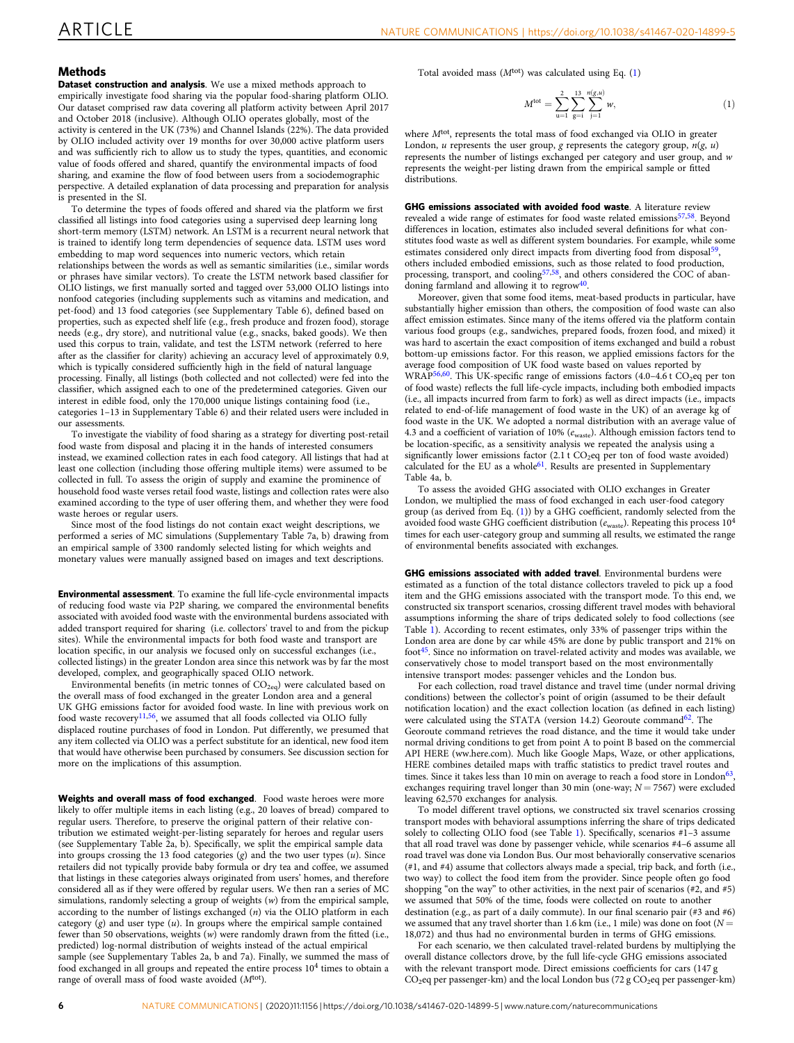## Methods

**Dataset construction and analysis**. We use a mixed methods approach to empirically investigate food sharing via the popular food-sharing platform OLIO. Our dataset comprised raw data covering all platform activity between April 2017 and October 2018 (inclusive). Although OLIO operates globally, most of the activity is centered in the UK (73%) and Channel Islands (22%). The data provided by OLIO included activity over 19 months for over 30,000 active platform users and was sufficiently rich to allow us to study the types, quantities, and economic value of foods offered and shared, quantify the environmental impacts of food sharing, and examine the flow of food between users from a sociodemographic perspective. A detailed explanation of data processing and preparation for analysis is presented in the SI.

To determine the types of foods offered and shared via the platform we first classified all listings into food categories using a supervised deep learning long short-term memory (LSTM) network. An LSTM is a recurrent neural network that is trained to identify long term dependencies of sequence data. LSTM uses word embedding to map word sequences into numeric vectors, which retain relationships between the words as well as semantic similarities (i.e., similar words or phrases have similar vectors). To create the LSTM network based classifier for OLIO listings, we first manually sorted and tagged over 53,000 OLIO listings into nonfood categories (including supplements such as vitamins and medication, and pet-food) and 13 food categories (see Supplementary Table 6), defined based on properties, such as expected shelf life (e.g., fresh produce and frozen food), storage needs (e.g., dry store), and nutritional value (e.g., snacks, baked goods). We then used this corpus to train, validate, and test the LSTM network (referred to here after as the classifier for clarity) achieving an accuracy level of approximately 0.9, which is typically considered sufficiently high in the field of natural language processing. Finally, all listings (both collected and not collected) were fed into the classifier, which assigned each to one of the predetermined categories. Given our interest in edible food, only the 170,000 unique listings containing food (i.e., categories 1–13 in Supplementary Table 6) and their related users were included in our assessments.

To investigate the viability of food sharing as a strategy for diverting post-retail food waste from disposal and placing it in the hands of interested consumers instead, we examined collection rates in each food category. All listings that had at least one collection (including those offering multiple items) were assumed to be collected in full. To assess the origin of supply and examine the prominence of household food waste verses retail food waste, listings and collection rates were also examined according to the type of user offering them, and whether they were food waste heroes or regular users.

Since most of the food listings do not contain exact weight descriptions, we performed a series of MC simulations (Supplementary Table 7a, b) drawing from an empirical sample of 3300 randomly selected listing for which weights and monetary values were manually assigned based on images and text descriptions.

**Environmental assessment**. To examine the full life-cycle environmental impacts of reducing food waste via P2P sharing, we compared the environmental benefits associated with avoided food waste with the environmental burdens associated with added transport required for sharing (i.e. collectors' travel to and from the pickup sites). While the environmental impacts for both food waste and transport are location specific, in our analysis we focused only on successful exchanges (i.e., collected listings) in the greater London area since this network was by far the most developed, complex, and geographically spaced OLIO network.

Environmental benefits (in metric tonnes of $CO_{2eq}$) were calculated based on the overall mass of food exchanged in the greater London area and a general UK GHG emissions factor for avoided food waste. In line with previous work on food waste recovery[11,56], we assumed that all foods collected via OLIO fully displaced routine purchases of food in London. Put differently, we presumed that any item collected via OLIO was a perfect substitute for an identical, new food item that would have otherwise been purchased by consumers. See discussion section for more on the implications of this assumption.

**Weights and overall mass of food exchanged**. Food waste heroes were more likely to offer multiple items in each listing (e.g., 20 loaves of bread) compared to regular users. Therefore, to preserve the original pattern of their relative contribution we estimated weight-per-listing separately for heroes and regular users (see Supplementary Table 2a, b). Specifically, we split the empirical sample data into groups crossing the 13 food categories ($g$) and the two user types ($u$). Since retailers did not typically provide baby formula or dry tea and coffee, we assumed that listings in these categories always originated from users' homes, and therefore considered all as if they were offered by regular users. We then ran a series of MC simulations, randomly selecting a group of weights ($w$) from the empirical sample, according to the number of listings exchanged ($n$) via the OLIO platform in each category ($g$) and user type ($u$). In groups where the empirical sample contained fewer than 50 observations, weights ($w$) were randomly drawn from the fitted (i.e., predicted) log-normal distribution of weights instead of the actual empirical sample (see Supplementary Tables 2a, b and 7a). Finally, we summed the mass of food exchanged in all groups and repeated the entire process $10^4$ times to obtain a range of overall mass of food waste avoided ($M^{tot}$).

Total avoided mass ($M^{tot}$) was calculated using Eq. (1)

$$M^{tot} = \sum_{u=1}^{2} \sum_{g=i}^{13} \sum_{j=1}^{n(g,u)} w, \tag{1}$$

where $M^{tot}$, represents the total mass of food exchanged via OLIO in greater London, $u$ represents the user group, $g$ represents the category group, $n(g, u)$ represents the number of listings exchanged per category group and user group, and $w$ represents the weight-per listing drawn from the empirical sample or fitted distributions.

**GHG emissions associated with avoided food waste**. A literature review revealed a wide range of estimates for food waste related emissions[57,58]. Beyond differences in location, estimates also included several definitions for what constitutes food waste as well as different system boundaries. For example, while some estimates considered only direct impacts from diverting food from disposal[59], others included embodied emissions, such as those related to food production, processing, transport, and cooling[57,58], and others considered the COC of abandoning farmland and allowing it to regrow[40].

Moreover, given that some food items, meat-based products in particular, have substantially higher emission than others, the composition of food waste can also affect emission estimates. Since many of the items offered via the platform contain various food groups (e.g., sandwiches, prepared foods, frozen food, and mixed) it was hard to ascertain the exact composition of items exchanged and build a robust bottom-up emissions factor. For this reason, we applied emissions factors for the average food composition of UK food waste based on values reported by WRAP[56,60]. This UK-specific range of emissions factors (4.0–4.6 t $CO_2$eq per ton of food waste) reflects the full life-cycle impacts, including both embodied impacts (i.e., all impacts incurred from farm to fork) as well as direct impacts (i.e., impacts related to end-of-life management of food waste in the UK) of an average kg of food waste in the UK. We adopted a normal distribution with an average value of 4.3 and a coefficient of variation of 10% ($e_{waste}$). Although emission factors tend to be location-specific, as a sensitivity analysis we repeated the analysis using a significantly lower emissions factor (2.1 t $CO_2$eq per ton of food waste avoided) calculated for the EU as a whole[61]. Results are presented in Supplementary Table 4a, b.

To assess the avoided GHG associated with OLIO exchanges in Greater London, we multiplied the mass of food exchanged in each user-food category group (as derived from Eq. (1)) by a GHG coefficient, randomly selected from the avoided food waste GHG coefficient distribution ($e_{waste}$). Repeating this process $10^4$ times for each user-category group and summing all results, we estimated the range of environmental benefits associated with exchanges.

**GHG emissions associated with added travel**. Environmental burdens were estimated as a function of the total distance collectors traveled to pick up a food item and the GHG emissions associated with the transport mode. To this end, we constructed six transport scenarios, crossing different travel modes with behavioral assumptions informing the share of trips dedicated solely to food collections (see Table 1). According to recent estimates, only 33% of passenger trips within the London area are done by car while 45% are done by public transport and 21% on foot[45]. Since no information on travel-related activity and modes was available, we conservatively chose to model transport based on the most environmentally intensive transport modes: passenger vehicles and the London bus.

For each collection, road travel distance and travel time (under normal driving conditions) between the collector's point of origin (assumed to be their default notification location) and the exact collection location (as defined in each listing) were calculated using the STATA (version 14.2) Georoute command[62]. The Georoute command retrieves the road distance, and the time it would take under normal driving conditions to get from point A to point B based on the commercial API HERE (ww.here.com). Much like Google Maps, Waze, or other applications, HERE combines detailed maps with traffic statistics to predict travel routes and times. Since it takes less than 10 min on average to reach a food store in London[63], exchanges requiring travel longer than 30 min (one-way; $N = 7567$) were excluded leaving 62,570 exchanges for analysis.

To model different travel options, we constructed six travel scenarios crossing transport modes with behavioral assumptions inferring the share of trips dedicated solely to collecting OLIO food (see Table 1). Specifically, scenarios #1–3 assume that all road travel was done by passenger vehicle, while scenarios #4–6 assume all road travel was done via London Bus. Our most behaviorally conservative scenarios (#1, and #4) assume that collectors always made a special, trip back, and forth (i.e., two way) to collect the food item from the provider. Since people often go food shopping "on the way" to other activities, in the next pair of scenarios (#2, and #5) we assumed that 50% of the time, foods were collected on route to another destination (e.g., as part of a daily commute). In our final scenario pair (#3 and #6) we assumed that any travel shorter than 1.6 km (i.e., 1 mile) was done on foot ($N = 18,072$) and thus had no environmental burden in terms of GHG emissions.

For each scenario, we then calculated travel-related burdens by multiplying the overall distance collectors drove, by the full life-cycle GHG emissions associated with the relevant transport mode. Direct emissions coefficients for cars (147 g $CO_2$eq per passenger-km) and the local London bus (72 g $CO_2$eq per passenger-km)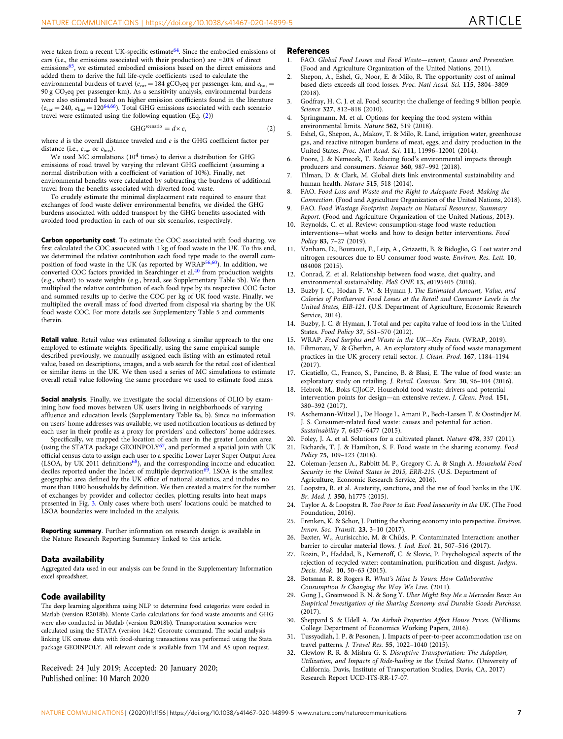were taken from a recent UK-specific estimate[64]. Since the embodied emissions of cars (i.e., the emissions associated with their production) are ≈20% of direct emissions[65], we estimated embodied emissions based on the direct emissions and added them to derive the full life-cycle coefficients used to calculate the environmental burdens of travel ($e_{car}$ = 184 $gCO_2eq$ per passenger-km, and $e_{bus}$ = 90 g $CO_2eq$ per passenger-km). As a sensitivity analysis, environmental burdens were also estimated based on higher emission coefficients found in the literature ($e_{car}$ = 240, $e_{bus}$ = 120[64,66]). Total GHG emissions associated with each scenario travel were estimated using the following equation (Eq. (2))

$$\mathrm{GHG}^{\mathrm{scenario}} = d \times e, \tag{2}$$

where $d$ is the overall distance traveled and $e$ is the GHG coefficient factor per distance (i.e., $e_{car}$ or $e_{bus}$).

We used MC simulations ($10^4$ times) to derive a distribution for GHG emissions of road travel by varying the relevant GHG coefficient (assuming a normal distribution with a coefficient of variation of 10%). Finally, net environmental benefits were calculated by subtracting the burdens of additional travel from the benefits associated with diverted food waste.

To crudely estimate the minimal displacement rate required to ensure that exchanges of food waste deliver environmental benefits, we divided the GHG burdens associated with added transport by the GHG benefits associated with avoided food production in each of our six scenarios, respectively.

**Carbon opportunity cost**. To estimate the COC associated with food sharing, we first calculated the COC associated with 1 kg of food waste in the UK. To this end, we determined the relative contribution each food type made to the overall composition of food waste in the UK (as reported by WRAP[56,60]). In addition, we converted COC factors provided in Searchinger et al.[40] from production weights (e.g., wheat) to waste weights (e.g., bread, see Supplementary Table 5b). We then multiplied the relative contribution of each food type by its respective COC factor and summed results up to derive the COC per kg of UK food waste. Finally, we multiplied the overall mass of food diverted from disposal via sharing by the UK food waste COC. For more details see Supplementary Table 5 and comments therein.

**Retail value**. Retail value was estimated following a similar approach to the one employed to estimate weights. Specifically, using the same empirical sample described previously, we manually assigned each listing with an estimated retail value, based on descriptions, images, and a web search for the retail cost of identical or similar items in the UK. We then used a series of MC simulations to estimate overall retail value following the same procedure we used to estimate food mass.

**Social analysis**. Finally, we investigate the social dimensions of OLIO by examining how food moves between UK users living in neighborhoods of varying affluence and education levels (Supplementary Table 8a, b). Since no information on users' home addresses was available, we used notification locations as defined by each user in their profile as a proxy for providers' and collectors' home addresses.

Specifically, we mapped the location of each user in the greater London area (using the STATA package GEOINPOLY[67], and performed a spatial join with UK official census data to assign each user to a specific Lower Layer Super Output Area (LSOA, by UK 2011 definitions[68]), and the corresponding income and education deciles reported under the Index of multiple deprivation[69]. LSOA is the smallest geographic area defined by the UK office of national statistics, and includes no more than 1000 households by definition. We then created a matrix for the number of exchanges by provider and collector deciles, plotting results into heat maps presented in Fig. 3. Only cases where both users' locations could be matched to LSOA boundaries were included in the analysis.

**Reporting summary**. Further information on research design is available in the Nature Research Reporting Summary linked to this article.

## Data availability

Aggregated data used in our analysis can be found in the Supplementary Information excel spreadsheet.

## Code availability

The deep learning algorithms using NLP to determine food categories were coded in Matlab (version R2018b). Monte Carlo calculations for food waste amounts and GHG were also conducted in Matlab (version R2018b). Transportation scenarios were calculated using the STATA (version 14.2) Georoute command. The social analysis linking UK census data with food-sharing transactions was performed using the Stata package GEOINPOLY. All relevant code is available from TM and AS upon request.

Received: 24 July 2019; Accepted: 20 January 2020;
Published online: 10 March 2020

## References

1. FAO. *Global Food Losses and Food Waste—extent, Causes and Prevention*. (Food and Agriculture Organization of the United Nations, 2011).
2. Shepon, A., Eshel, G., Noor, E. & Milo, R. The opportunity cost of animal based diets exceeds all food losses. *Proc. Natl Acad. Sci.* **115**, 3804–3809 (2018).
3. Godfray, H. C. J. et al. Food security: the challenge of feeding 9 billion people. *Science* **327**, 812–818 (2010).
4. Springmann, M. et al. Options for keeping the food system within environmental limits. *Nature* **562**, 519 (2018).
5. Eshel, G., Shepon, A., Makov, T. & Milo, R. Land, irrigation water, greenhouse gas, and reactive nitrogen burdens of meat, eggs, and dairy production in the United States. *Proc. Natl Acad. Sci.* **111**, 11996–12001 (2014).
6. Poore, J. & Nemecek, T. Reducing food's environmental impacts through producers and consumers. *Science* **360**, 987–992 (2018).
7. Tilman, D. & Clark, M. Global diets link environmental sustainability and human health. *Nature* **515**, 518 (2014).
8. FAO. *Food Loss and Waste and the Right to Adequate Food: Making the Connection*. (Food and Agriculture Organization of the United Nations, 2018).
9. FAO. *Food Wastage Footprint: Impacts on Natural Resources, Summary Report*. (Food and Agriculture Organization of the United Nations, 2013).
10. Reynolds, C. et al. Review: consumption-stage food waste reduction interventions—what works and how to design better interventions. *Food Policy* **83**, 7–27 (2019).
11. Vanham, D., Bouraoui, F., Leip, A., Grizzetti, B. & Bidoglio, G. Lost water and nitrogen resources due to EU consumer food waste. *Environ. Res. Lett.* **10**, 084008 (2015).
12. Conrad, Z. et al. Relationship between food waste, diet quality, and environmental sustainability. *PloS ONE* **13**, e0195405 (2018).
13. Buzby J. C., Hodan F. W. & Hyman J. *The Estimated Amount, Value, and Calories of Postharvest Food Losses at the Retail and Consumer Levels in the United States, EIB-121*. (U.S. Department of Agriculture, Economic Research Service, 2014).
14. Buzby, J. C. & Hyman, J. Total and per capita value of food loss in the United States. *Food Policy* **37**, 561–570 (2012).
15. WRAP. *Food Surplus and Waste in the UK—Key Facts*. (WRAP, 2019).
16. Filimonau, V. & Gherbin, A. An exploratory study of food waste management practices in the UK grocery retail sector. *J. Clean. Prod.* **167**, 1184–1194 (2017).
17. Cicatiello, C., Franco, S., Pancino, B. & Blasi, E. The value of food waste: an exploratory study on retailing. *J. Retail. Consum. Serv.* **30**, 96–104 (2016).
18. Hebrok M., Boks CJJoCP. Household food waste: drivers and potential intervention points for design—an extensive review. *J. Clean. Prod.* **151**, 380–392 (2017).
19. Aschemann-Witzel J., De Hooge I., Amani P., Bech-Larsen T. & Oostindjer M. J. S. Consumer-related food waste: causes and potential for action. *Sustainability* **7**, 6457–6477 (2015).
20. Foley, J. A. et al. Solutions for a cultivated planet. *Nature* **478**, 337 (2011).
21. Richards, T. J. & Hamilton, S. F. Food waste in the sharing economy. *Food Policy* **75**, 109–123 (2018).
22. Coleman-Jensen A., Rabbitt M. P., Gregory C. A. & Singh A. *Household Food Security in the United States in 2015, ERR-215*. (U.S. Department of Agriculture, Economic Research Service, 2016).
23. Loopstra, R. et al. Austerity, sanctions, and the rise of food banks in the UK. *Br. Med. J.* **350**, h1775 (2015).
24. Taylor A. & Loopstra R. *Too Poor to Eat: Food Insecurity in the UK*. (The Food Foundation, 2016).
25. Frenken, K. & Schor, J. Putting the sharing economy into perspective. *Environ. Innov. Soc. Transit.* **23**, 3–10 (2017).
26. Baxter, W., Aurisicchio, M. & Childs, P. Contaminated Interaction: another barrier to circular material flows. *J. Ind. Ecol.* **21**, 507–516 (2017).
27. Rozin, P., Haddad, B., Nemeroff, C. & Slovic, P. Psychological aspects of the rejection of recycled water: contamination, purification and disgust. *Judgm. Decis. Mak.* **10**, 50–63 (2015).
28. Botsman R. & Rogers R. *What's Mine Is Yours: How Collaborative Consumption Is Changing the Way We Live*. (2011).
29. Gong J., Greenwood B. N. & Song Y. *Uber Might Buy Me a Mercedes Benz: An Empirical Investigation of the Sharing Economy and Durable Goods Purchase*. (2017).
30. Sheppard S. & Udell A. *Do Airbnb Properties Affect House Prices*. (Williams College Department of Economics Working Papers, 2016).
31. Tussyadiah, I. P. & Pesonen, J. Impacts of peer-to-peer accommodation use on travel patterns. *J. Travel Res.* **55**, 1022–1040 (2015).
32. Clewlow R. R. & Mishra G. S. *Disruptive Transportation: The Adoption, Utilization, and Impacts of Ride-hailing in the United States*. (University of California, Davis, Institute of Transportation Studies, Davis, CA, 2017) Research Report UCD-ITS-RR-17-07.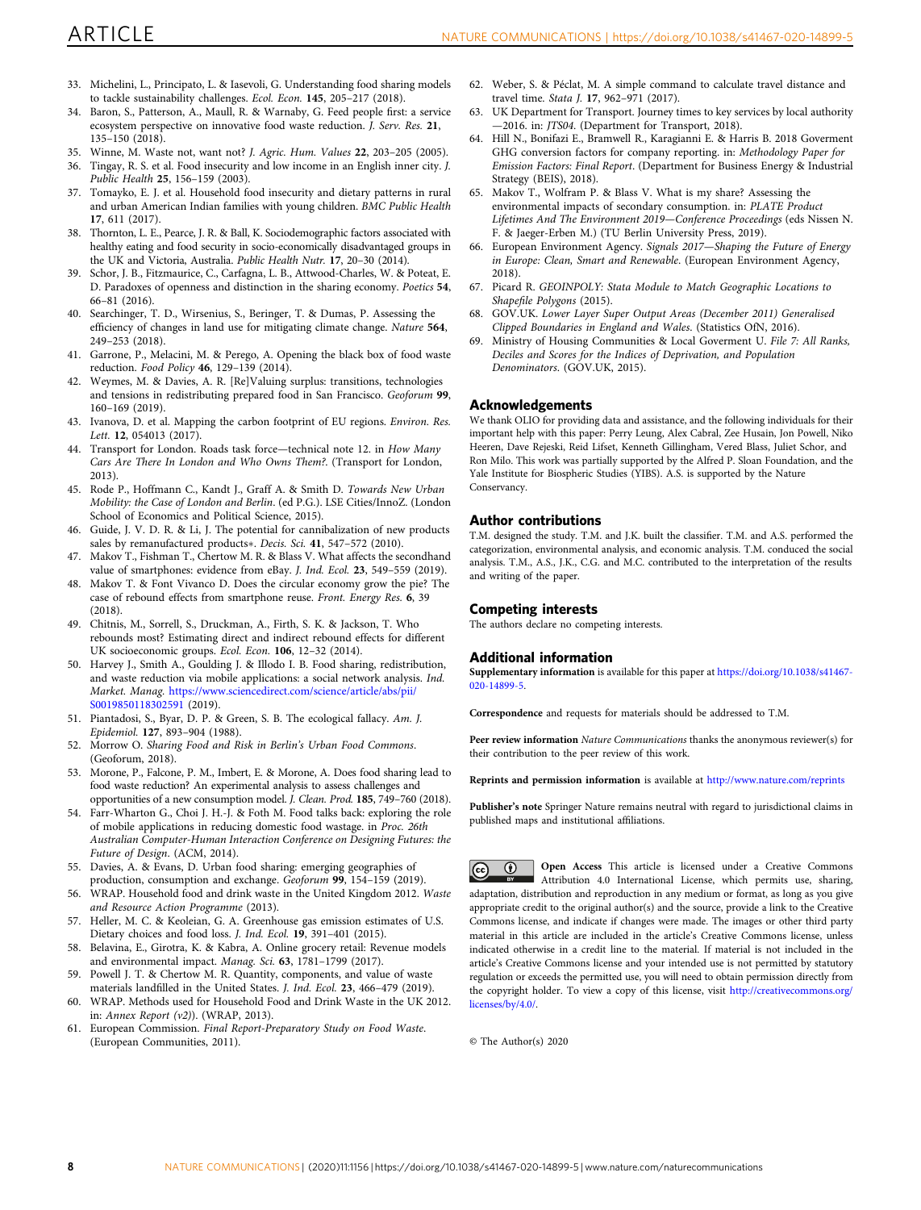33. Michelini, L., Principato, L. & Iasevoli, G. Understanding food sharing models to tackle sustainability challenges. *Ecol. Econ.* **145**, 205–217 (2018).
34. Baron, S., Patterson, A., Maull, R. & Warnaby, G. Feed people first: a service ecosystem perspective on innovative food waste reduction. *J. Serv. Res.* **21**, 135–150 (2018).
35. Winne, M. Waste not, want not? *J. Agric. Hum. Values* **22**, 203–205 (2005).
36. Tingay, R. S. et al. Food insecurity and low income in an English inner city. *J. Public Health* **25**, 156–159 (2003).
37. Tomayko, E. J. et al. Household food insecurity and dietary patterns in rural and urban American Indian families with young children. *BMC Public Health* **17**, 611 (2017).
38. Thornton, L. E., Pearce, J. R. & Ball, K. Sociodemographic factors associated with healthy eating and food security in socio-economically disadvantaged groups in the UK and Victoria, Australia. *Public Health Nutr.* **17**, 20–30 (2014).
39. Schor, J. B., Fitzmaurice, C., Carfagna, L. B., Attwood-Charles, W. & Poteat, E. D. Paradoxes of openness and distinction in the sharing economy. *Poetics* **54**, 66–81 (2016).
40. Searchinger, T. D., Wirsenius, S., Beringer, T. & Dumas, P. Assessing the efficiency of changes in land use for mitigating climate change. *Nature* **564**, 249–253 (2018).
41. Garrone, P., Melacini, M. & Perego, A. Opening the black box of food waste reduction. *Food Policy* **46**, 129–139 (2014).
42. Weymes, M. & Davies, A. R. [Re]Valuing surplus: transitions, technologies and tensions in redistributing prepared food in San Francisco. *Geoforum* **99**, 160–169 (2019).
43. Ivanova, D. et al. Mapping the carbon footprint of EU regions. *Environ. Res. Lett.* **12**, 054013 (2017).
44. Transport for London. Roads task force—technical note 12. in *How Many Cars Are There In London and Who Owns Them?*. (Transport for London, 2013).
45. Rode P., Hoffmann C., Kandt J., Graff A. & Smith D. *Towards New Urban Mobility: the Case of London and Berlin*. (ed P.G.). LSE Cities/InnoZ. (London School of Economics and Political Science, 2015).
46. Guide, J. V. D. R. & Li, J. The potential for cannibalization of new products sales by remanufactured products*. *Decis. Sci.* **41**, 547–572 (2010).
47. Makov T., Fishman T., Chertow M. R. & Blass V. What affects the secondhand value of smartphones: evidence from eBay. *J. Ind. Ecol.* **23**, 549–559 (2019).
48. Makov T. & Font Vivanco D. Does the circular economy grow the pie? The case of rebound effects from smartphone reuse. *Front. Energy Res.* **6**, 39 (2018).
49. Chitnis, M., Sorrell, S., Druckman, A., Firth, S. K. & Jackson, T. Who rebounds most? Estimating direct and indirect rebound effects for different UK socioeconomic groups. *Ecol. Econ.* **106**, 12–32 (2014).
50. Harvey J., Smith A., Goulding J. & Illodo I. B. Food sharing, redistribution, and waste reduction via mobile applications: a social network analysis. *Ind. Market. Manag.* https://www.sciencedirect.com/science/article/abs/pii/S0019850118302591 (2019).
51. Piantadosi, S., Byar, D. P. & Green, S. B. The ecological fallacy. *Am. J. Epidemiol.* **127**, 893–904 (1988).
52. Morrow O. *Sharing Food and Risk in Berlin's Urban Food Commons*. (Geoforum, 2018).
53. Morone, P., Falcone, P. M., Imbert, E. & Morone, A. Does food sharing lead to food waste reduction? An experimental analysis to assess challenges and opportunities of a new consumption model. *J. Clean. Prod.* **185**, 749–760 (2018).
54. Farr-Wharton G., Choi J. H.-J. & Foth M. Food talks back: exploring the role of mobile applications in reducing domestic food wastage. in *Proc. 26th Australian Computer-Human Interaction Conference on Designing Futures: the Future of Design*. (ACM, 2014).
55. Davies, A. & Evans, D. Urban food sharing: emerging geographies of production, consumption and exchange. *Geoforum* **99**, 154–159 (2019).
56. WRAP. Household food and drink waste in the United Kingdom 2012. *Waste and Resource Action Programme* (2013).
57. Heller, M. C. & Keoleian, G. A. Greenhouse gas emission estimates of U.S. Dietary choices and food loss. *J. Ind. Ecol.* **19**, 391–401 (2015).
58. Belavina, E., Girotra, K. & Kabra, A. Online grocery retail: Revenue models and environmental impact. *Manag. Sci.* **63**, 1781–1799 (2017).
59. Powell J. T. & Chertow M. R. Quantity, components, and value of waste materials landfilled in the United States. *J. Ind. Ecol.* **23**, 466–479 (2019).
60. WRAP. Methods used for Household Food and Drink Waste in the UK 2012. in: *Annex Report (v2)*). (WRAP, 2013).
61. European Commission. *Final Report-Preparatory Study on Food Waste*. (European Communities, 2011).
62. Weber, S. & Péclat, M. A simple command to calculate travel distance and travel time. *Stata J.* **17**, 962–971 (2017).
63. UK Department for Transport. Journey times to key services by local authority —2016. in: *JTS04*. (Department for Transport, 2018).
64. Hill N., Bonifazi E., Bramwell R., Karagianni E. & Harris B. 2018 Goverment GHG conversion factors for company reporting. in: *Methodology Paper for Emission Factors: Final Report*. (Department for Business Energy & Industrial Strategy (BEIS), 2018).
65. Makov T., Wolfram P. & Blass V. What is my share? Assessing the environmental impacts of secondary consumption. in: *PLATE Product Lifetimes And The Environment 2019—Conference Proceedings* (eds Nissen N. F. & Jaeger-Erben M.) (TU Berlin University Press, 2019).
66. European Environment Agency. *Signals 2017—Shaping the Future of Energy in Europe: Clean, Smart and Renewable*. (European Environment Agency, 2018).
67. Picard R. *GEOINPOLY: Stata Module to Match Geographic Locations to Shapefile Polygons* (2015).
68. GOV.UK. *Lower Layer Super Output Areas (December 2011) Generalised Clipped Boundaries in England and Wales*. (Statistics OfN, 2016).
69. Ministry of Housing Communities & Local Goverment U. *File 7: All Ranks, Deciles and Scores for the Indices of Deprivation, and Population Denominators*. (GOV.UK, 2015).

## Acknowledgements

We thank OLIO for providing data and assistance, and the following individuals for their important help with this paper: Perry Leung, Alex Cabral, Zee Husain, Jon Powell, Niko Heeren, Dave Rejeski, Reid Lifset, Kenneth Gillingham, Vered Blass, Juliet Schor, and Ron Milo. This work was partially supported by the Alfred P. Sloan Foundation, and the Yale Institute for Biospheric Studies (YIBS). A.S. is supported by the Nature Conservancy.

## Author contributions

T.M. designed the study. T.M. and J.K. built the classifier. T.M. and A.S. performed the categorization, environmental analysis, and economic analysis. T.M. conduced the social analysis. T.M., A.S., J.K., C.G. and M.C. contributed to the interpretation of the results and writing of the paper.

## Competing interests

The authors declare no competing interests.

## Additional information

**Supplementary information** is available for this paper at https://doi.org/10.1038/s41467-020-14899-5.

**Correspondence** and requests for materials should be addressed to T.M.

**Peer review information** *Nature Communications* thanks the anonymous reviewer(s) for their contribution to the peer review of this work.

**Reprints and permission information** is available at http://www.nature.com/reprints

**Publisher's note** Springer Nature remains neutral with regard to jurisdictional claims in published maps and institutional affiliations.

**Open Access** This article is licensed under a Creative Commons Attribution 4.0 International License, which permits use, sharing, adaptation, distribution and reproduction in any medium or format, as long as you give appropriate credit to the original author(s) and the source, provide a link to the Creative Commons license, and indicate if changes were made. The images or other third party material in this article are included in the article's Creative Commons license, unless indicated otherwise in a credit line to the material. If material is not included in the article's Creative Commons license and your intended use is not permitted by statutory regulation or exceeds the permitted use, you will need to obtain permission directly from the copyright holder. To view a copy of this license, visit http://creativecommons.org/licenses/by/4.0/.

© The Author(s) 2020